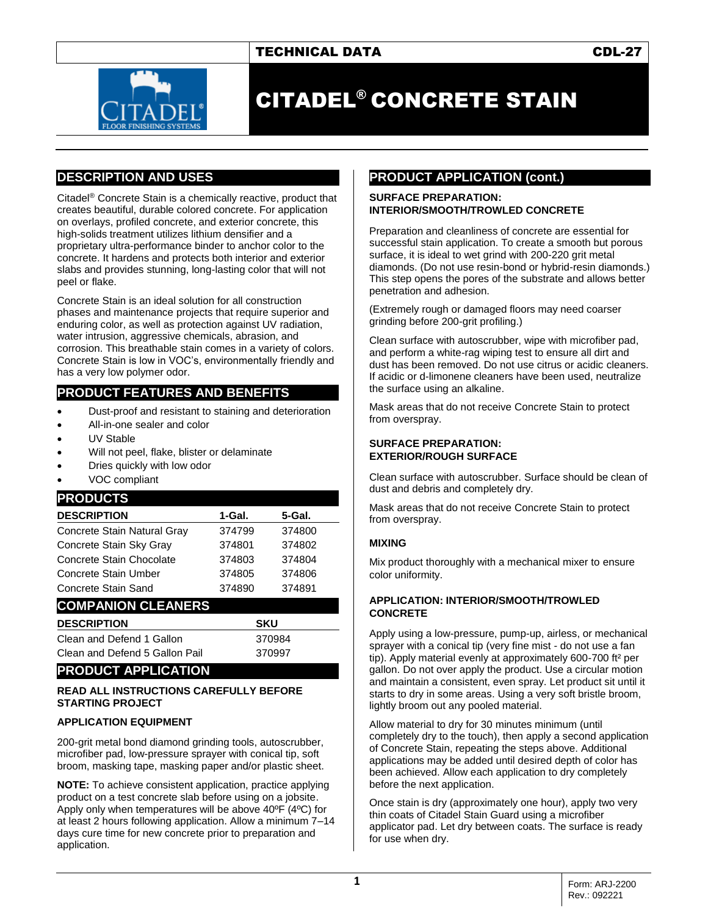TECHNICAL DATA CDL-27

# CITADEL® CONCRETE STAIN

## DESCRIPTION AND USES

Citadel® Concrete Stain is a chemically reactive, product that creates beautiful, durable colored concrete. For application on overlays, profiled concrete, and exterior concrete, this high-solids treatment utilizes lithium densifier and a proprietary ultra-performance binder to anchor color to the concrete. It hardens and protects both interior and exterior slabs and provides stunning, long-lasting color that will not peel or flake.

Concrete Stain is an ideal solution for all construction phases and maintenance projects that require superior and enduring color, as well as protection against UV radiation, water intrusion, aggressive chemicals, abrasion, and corrosion. This breathable stain comes in a variety of colors. Concrete Stain is low in VOC's, environmentally friendly and has a very low polymer odor.

## PRODUCT FEATURES AND BENEFITS

- Dust-proof and resistant to staining and deterioration
- All-in-one sealer and color
- UV Stable
- Will not peel, flake, blister or delaminate
- Dries quickly with low odor
- VOC compliant

## PRODUCTS

| DESCRIPTION | 1-Gal. | 5-Gal. |
|---|---|---|
| Concrete Stain Natural Gray | 374799 | 374800 |
| Concrete Stain Sky Gray | 374801 | 374802 |
| Concrete Stain Chocolate | 374803 | 374804 |
| Concrete Stain Umber | 374805 | 374806 |
| Concrete Stain Sand | 374890 | 374891 |

## COMPANION CLEANERS

| DESCRIPTION | SKU |
|---|---|
| Clean and Defend 1 Gallon | 370984 |
| Clean and Defend 5 Gallon Pail | 370997 |

## PRODUCT APPLICATION

**READ ALL INSTRUCTIONS CAREFULLY BEFORE STARTING PROJECT**

**APPLICATION EQUIPMENT**

200-grit metal bond diamond grinding tools, autoscrubber, microfiber pad, low-pressure sprayer with conical tip, soft broom, masking tape, masking paper and/or plastic sheet.

**NOTE:** To achieve consistent application, practice applying product on a test concrete slab before using on a jobsite. Apply only when temperatures will be above 40ºF (4ºC) for at least 2 hours following application. Allow a minimum 7–14 days cure time for new concrete prior to preparation and application.

## PRODUCT APPLICATION (cont.)

**SURFACE PREPARATION: INTERIOR/SMOOTH/TROWLED CONCRETE**

Preparation and cleanliness of concrete are essential for successful stain application. To create a smooth but porous surface, it is ideal to wet grind with 200-220 grit metal diamonds. (Do not use resin-bond or hybrid-resin diamonds.) This step opens the pores of the substrate and allows better penetration and adhesion.

(Extremely rough or damaged floors may need coarser grinding before 200-grit profiling.)

Clean surface with autoscrubber, wipe with microfiber pad, and perform a white-rag wiping test to ensure all dirt and dust has been removed. Do not use citrus or acidic cleaners. If acidic or d-limonene cleaners have been used, neutralize the surface using an alkaline.

Mask areas that do not receive Concrete Stain to protect from overspray.

**SURFACE PREPARATION: EXTERIOR/ROUGH SURFACE**

Clean surface with autoscrubber. Surface should be clean of dust and debris and completely dry.

Mask areas that do not receive Concrete Stain to protect from overspray.

**MIXING**

Mix product thoroughly with a mechanical mixer to ensure color uniformity.

**APPLICATION: INTERIOR/SMOOTH/TROWLED CONCRETE**

Apply using a low-pressure, pump-up, airless, or mechanical sprayer with a conical tip (very fine mist - do not use a fan tip). Apply material evenly at approximately 600-700 ft² per gallon. Do not over apply the product. Use a circular motion and maintain a consistent, even spray. Let product sit until it starts to dry in some areas. Using a very soft bristle broom, lightly broom out any pooled material.

Allow material to dry for 30 minutes minimum (until completely dry to the touch), then apply a second application of Concrete Stain, repeating the steps above. Additional applications may be added until desired depth of color has been achieved. Allow each application to dry completely before the next application.

Once stain is dry (approximately one hour), apply two very thin coats of Citadel Stain Guard using a microfiber applicator pad. Let dry between coats. The surface is ready for use when dry.

Form: ARJ-2200
Rev.: 092221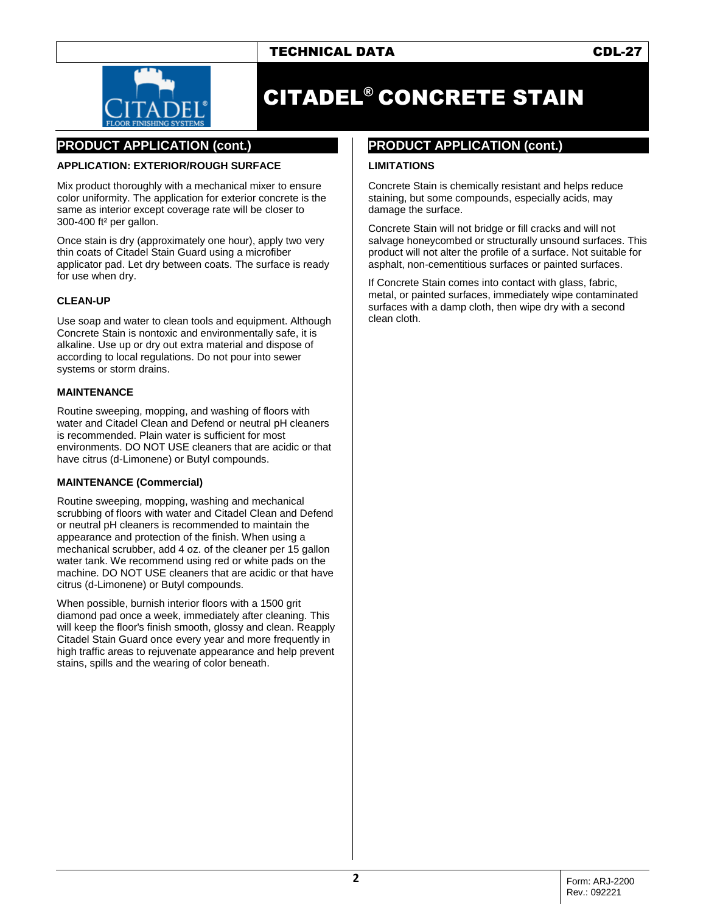## PRODUCT APPLICATION (cont.)

### APPLICATION: EXTERIOR/ROUGH SURFACE

Mix product thoroughly with a mechanical mixer to ensure color uniformity. The application for exterior concrete is the same as interior except coverage rate will be closer to 300-400 ft² per gallon.

Once stain is dry (approximately one hour), apply two very thin coats of Citadel Stain Guard using a microfiber applicator pad. Let dry between coats. The surface is ready for use when dry.

### CLEAN-UP

Use soap and water to clean tools and equipment. Although Concrete Stain is nontoxic and environmentally safe, it is alkaline. Use up or dry out extra material and dispose of according to local regulations. Do not pour into sewer systems or storm drains.

### MAINTENANCE

Routine sweeping, mopping, and washing of floors with water and Citadel Clean and Defend or neutral pH cleaners is recommended. Plain water is sufficient for most environments. DO NOT USE cleaners that are acidic or that have citrus (d-Limonene) or Butyl compounds.

### MAINTENANCE (Commercial)

Routine sweeping, mopping, washing and mechanical scrubbing of floors with water and Citadel Clean and Defend or neutral pH cleaners is recommended to maintain the appearance and protection of the finish. When using a mechanical scrubber, add 4 oz. of the cleaner per 15 gallon water tank. We recommend using red or white pads on the machine. DO NOT USE cleaners that are acidic or that have citrus (d-Limonene) or Butyl compounds.

When possible, burnish interior floors with a 1500 grit diamond pad once a week, immediately after cleaning. This will keep the floor's finish smooth, glossy and clean. Reapply Citadel Stain Guard once every year and more frequently in high traffic areas to rejuvenate appearance and help prevent stains, spills and the wearing of color beneath.

## PRODUCT APPLICATION (cont.)

### LIMITATIONS

Concrete Stain is chemically resistant and helps reduce staining, but some compounds, especially acids, may damage the surface.

Concrete Stain will not bridge or fill cracks and will not salvage honeycombed or structurally unsound surfaces. This product will not alter the profile of a surface. Not suitable for asphalt, non-cementitious surfaces or painted surfaces.

If Concrete Stain comes into contact with glass, fabric, metal, or painted surfaces, immediately wipe contaminated surfaces with a damp cloth, then wipe dry with a second clean cloth.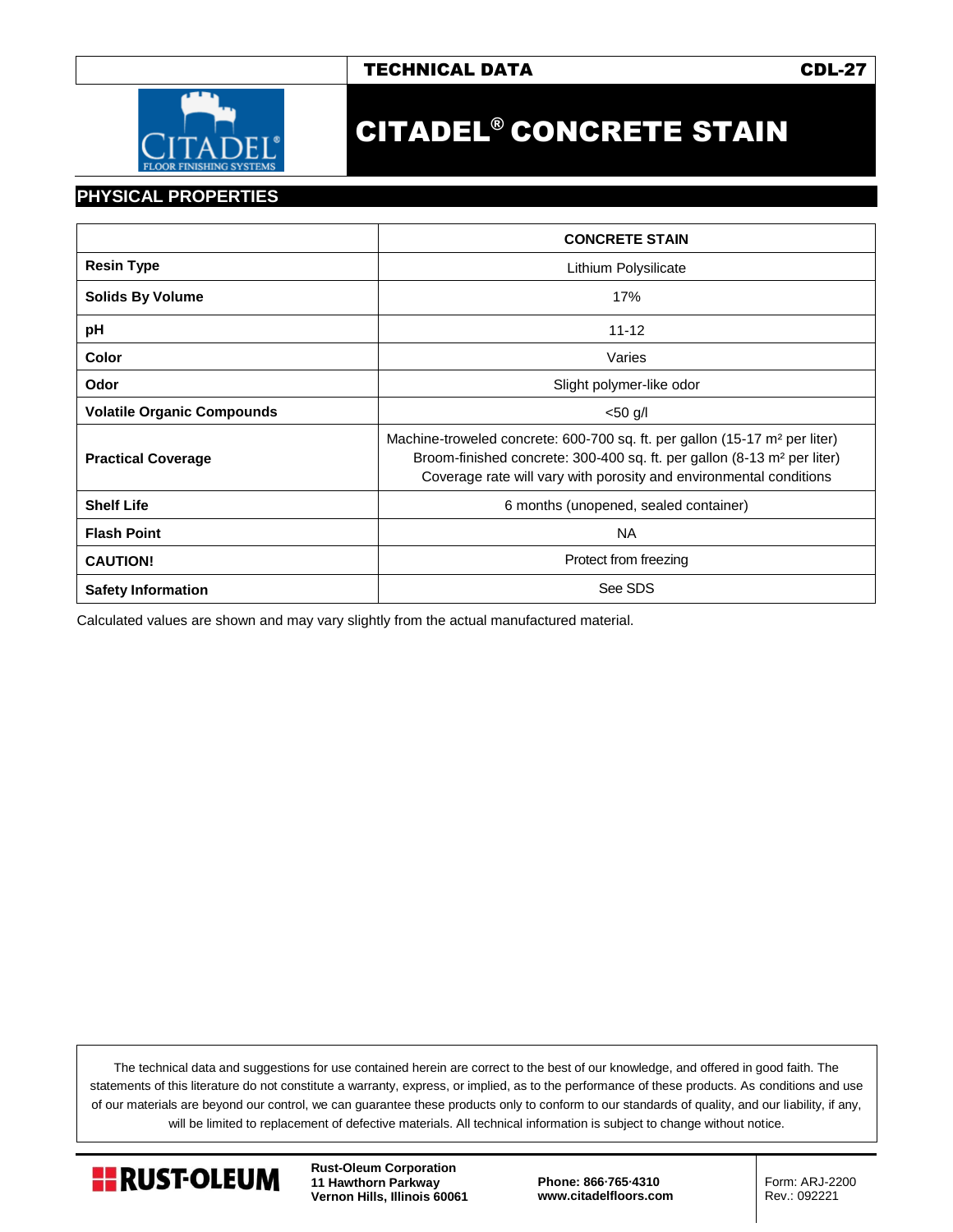# CITADEL® CONCRETE STAIN

TECHNICAL DATA CDL-27

## PHYSICAL PROPERTIES

| | CONCRETE STAIN |
|---|---|
| **Resin Type** | Lithium Polysilicate |
| **Solids By Volume** | 17% |
| **pH** | 11-12 |
| **Color** | Varies |
| **Odor** | Slight polymer-like odor |
| **Volatile Organic Compounds** | <50 g/l |
| **Practical Coverage** | Machine-troweled concrete: 600-700 sq. ft. per gallon (15-17 m² per liter)<br>Broom-finished concrete: 300-400 sq. ft. per gallon (8-13 m² per liter)<br>Coverage rate will vary with porosity and environmental conditions |
| **Shelf Life** | 6 months (unopened, sealed container) |
| **Flash Point** | NA |
| **CAUTION!** | Protect from freezing |
| **Safety Information** | See SDS |

Calculated values are shown and may vary slightly from the actual manufactured material.

The technical data and suggestions for use contained herein are correct to the best of our knowledge, and offered in good faith. The statements of this literature do not constitute a warranty, express, or implied, as to the performance of these products. As conditions and use of our materials are beyond our control, we can guarantee these products only to conform to our standards of quality, and our liability, if any, will be limited to replacement of defective materials. All technical information is subject to change without notice.

**Rust-Oleum Corporation**
**11 Hawthorn Parkway**
**Vernon Hills, Illinois 60061**

**Phone: 866·765·4310**
**www.citadelfloors.com**

Form: ARJ-2200
Rev.: 092221